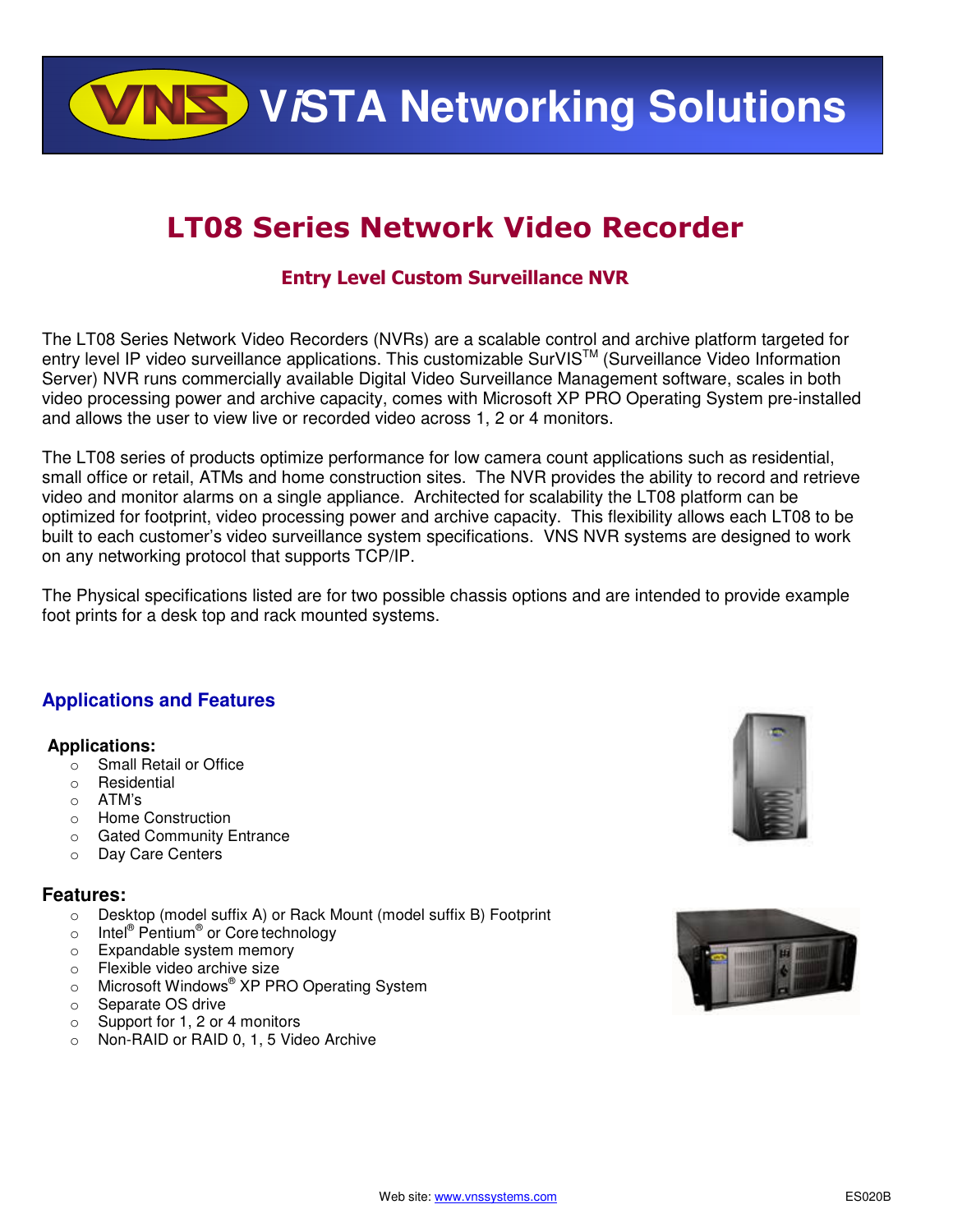# ViSTA Networking Solutions

## LT08 Series Network Video Recorder

### Entry Level Custom Surveillance NVR

The LT08 Series Network Video Recorders (NVRs) are a scalable control and archive platform targeted for entry level IP video surveillance applications. This customizable SurVIS™ (Surveillance Video Information Server) NVR runs commercially available Digital Video Surveillance Management software, scales in both video processing power and archive capacity, comes with Microsoft XP PRO Operating System pre-installed and allows the user to view live or recorded video across 1, 2 or 4 monitors.

The LT08 series of products optimize performance for low camera count applications such as residential, small office or retail, ATMs and home construction sites. The NVR provides the ability to record and retrieve video and monitor alarms on a single appliance. Architected for scalability the LT08 platform can be optimized for footprint, video processing power and archive capacity. This flexibility allows each LT08 to be built to each customer's video surveillance system specifications. VNS NVR systems are designed to work on any networking protocol that supports TCP/IP.

The Physical specifications listed are for two possible chassis options and are intended to provide example foot prints for a desk top and rack mounted systems.

## Applications and Features

**Applications:**

- Small Retail or Office
- Residential
- ATM's
- Home Construction
- Gated Community Entrance
- Day Care Centers

**Features:**

- Desktop (model suffix A) or Rack Mount (model suffix B) Footprint
- Intel® Pentium® or Core technology
- Expandable system memory
- Flexible video archive size
- Microsoft Windows® XP PRO Operating System
- Separate OS drive
- Support for 1, 2 or 4 monitors
- Non-RAID or RAID 0, 1, 5 Video Archive

Web site: www.vnssystems.com

ES020B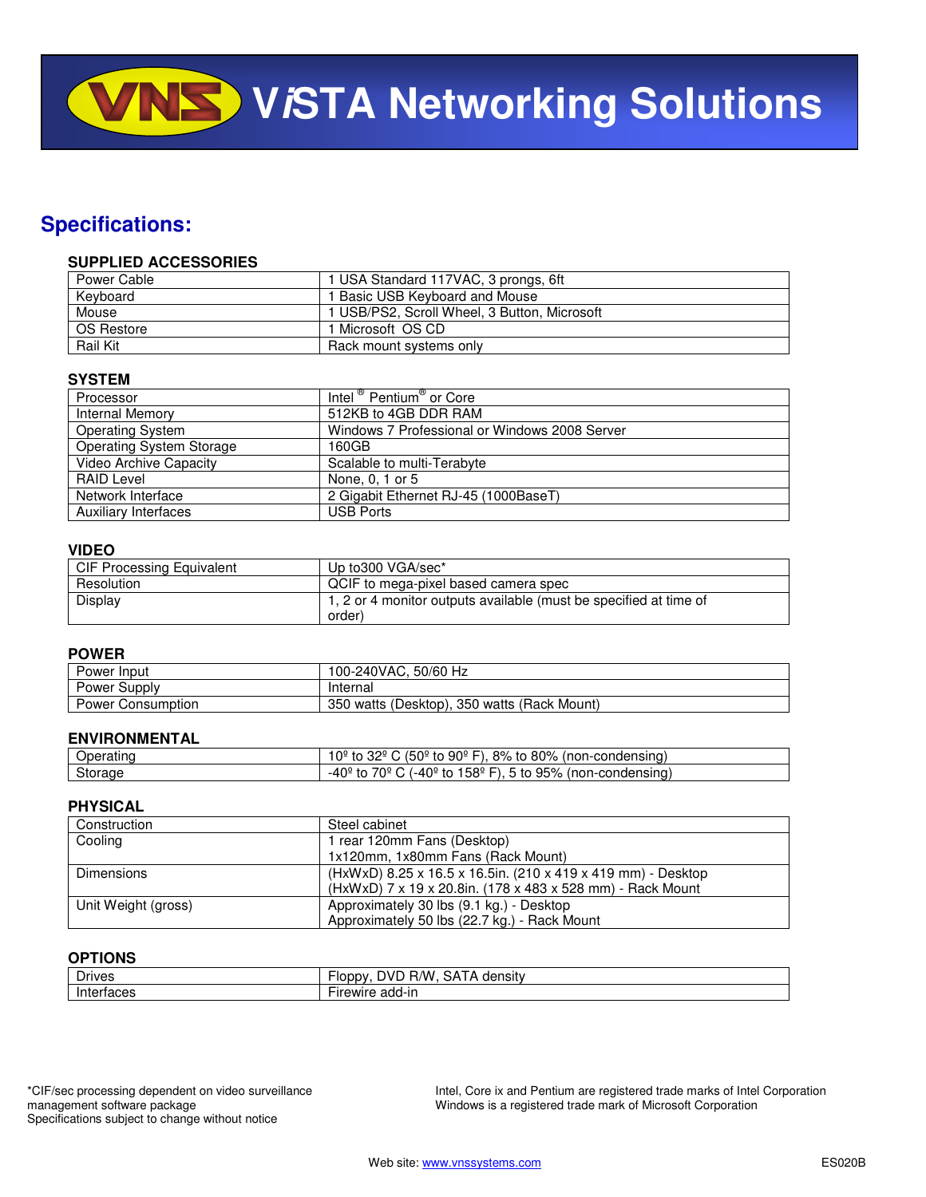# ViSTA Networking Solutions

## Specifications:

### SUPPLIED ACCESSORIES

| | |
|---|---|
| Power Cable | 1 USA Standard 117VAC, 3 prongs, 6ft |
| Keyboard | 1 Basic USB Keyboard and Mouse |
| Mouse | 1 USB/PS2, Scroll Wheel, 3 Button, Microsoft |
| OS Restore | 1 Microsoft OS CD |
| Rail Kit | Rack mount systems only |

### SYSTEM

| | |
|---|---|
| Processor | Intel ® Pentium® or Core |
| Internal Memory | 512KB to 4GB DDR RAM |
| Operating System | Windows 7 Professional or Windows 2008 Server |
| Operating System Storage | 160GB |
| Video Archive Capacity | Scalable to multi-Terabyte |
| RAID Level | None, 0, 1 or 5 |
| Network Interface | 2 Gigabit Ethernet RJ-45 (1000BaseT) |
| Auxiliary Interfaces | USB Ports |

### VIDEO

| | |
|---|---|
| CIF Processing Equivalent | Up to300 VGA/sec* |
| Resolution | QCIF to mega-pixel based camera spec |
| Display | 1, 2 or 4 monitor outputs available (must be specified at time of order) |

### POWER

| | |
|---|---|
| Power Input | 100-240VAC, 50/60 Hz |
| Power Supply | Internal |
| Power Consumption | 350 watts (Desktop), 350 watts (Rack Mount) |

### ENVIRONMENTAL

| | |
|---|---|
| Operating | 10º to 32º C (50º to 90º F), 8% to 80% (non-condensing) |
| Storage | -40º to 70º C (-40º to 158º F), 5 to 95% (non-condensing) |

### PHYSICAL

| | |
|---|---|
| Construction | Steel cabinet |
| Cooling | 1 rear 120mm Fans (Desktop)<br>1x120mm, 1x80mm Fans (Rack Mount) |
| Dimensions | (HxWxD) 8.25 x 16.5 x 16.5in. (210 x 419 x 419 mm) - Desktop<br>(HxWxD) 7 x 19 x 20.8in. (178 x 483 x 528 mm) - Rack Mount |
| Unit Weight (gross) | Approximately 30 lbs (9.1 kg.) - Desktop<br>Approximately 50 lbs (22.7 kg.) - Rack Mount |

### OPTIONS

| | |
|---|---|
| Drives | Floppy, DVD R/W, SATA density |
| Interfaces | Firewire add-in |

*CIF/sec processing dependent on video surveillance management software package
Specifications subject to change without notice

Intel, Core ix and Pentium are registered trade marks of Intel Corporation
Windows is a registered trade mark of Microsoft Corporation

Web site: www.vnssystems.com

ES020B